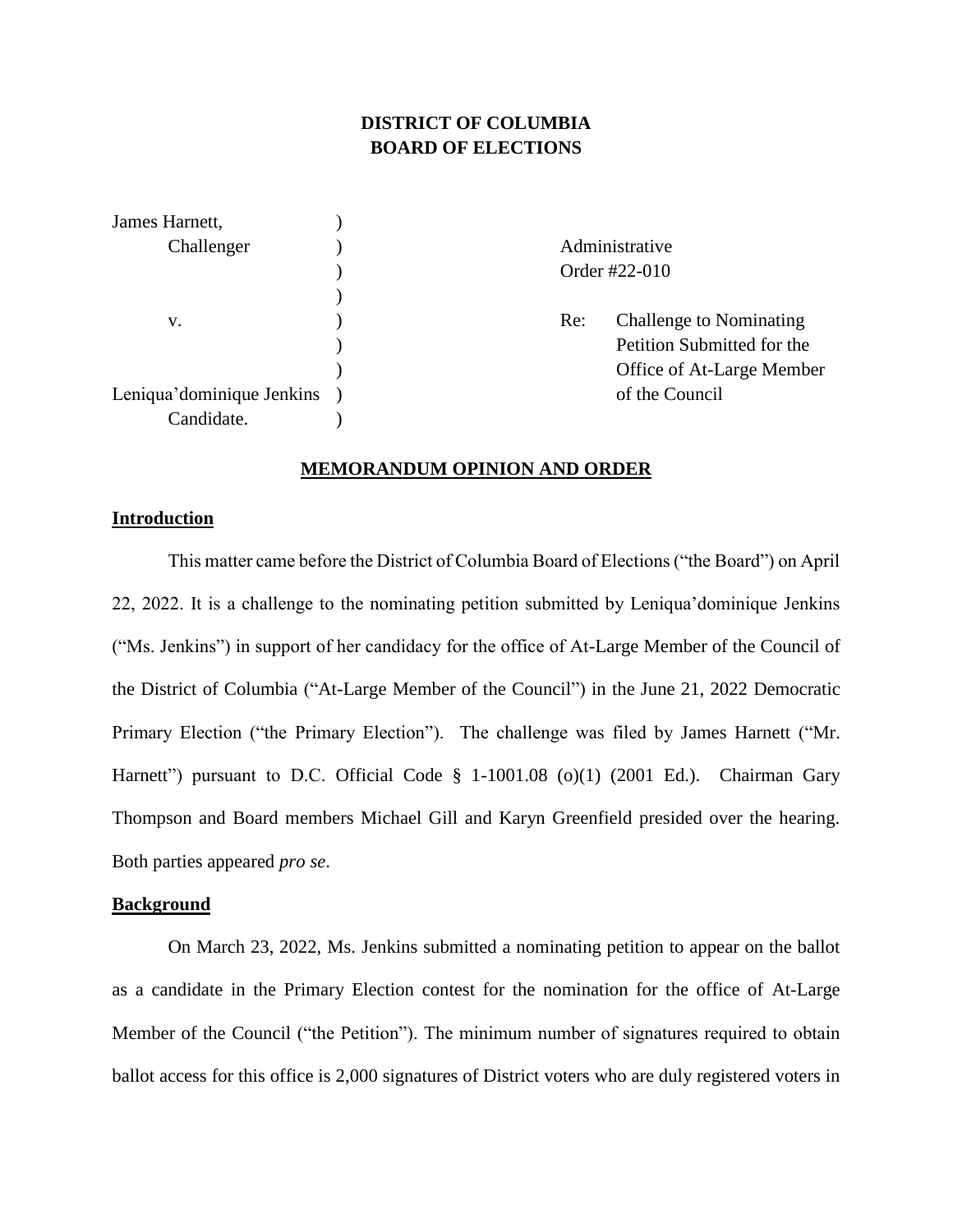**DISTRICT OF COLUMBIA**
**BOARD OF ELECTIONS**

| | |
|---|---|
| James Harnett,<br>Challenger<br><br>v.<br><br>Leniqua'dominique Jenkins<br>Candidate. | Administrative<br>Order #22-010<br><br>Re: Challenge to Nominating Petition Submitted for the Office of At-Large Member of the Council |

**MEMORANDUM OPINION AND ORDER**

**Introduction**

This matter came before the District of Columbia Board of Elections ("the Board") on April 22, 2022. It is a challenge to the nominating petition submitted by Leniqua'dominique Jenkins ("Ms. Jenkins") in support of her candidacy for the office of At-Large Member of the Council of the District of Columbia ("At-Large Member of the Council") in the June 21, 2022 Democratic Primary Election ("the Primary Election"). The challenge was filed by James Harnett ("Mr. Harnett") pursuant to D.C. Official Code § 1-1001.08 (o)(1) (2001 Ed.). Chairman Gary Thompson and Board members Michael Gill and Karyn Greenfield presided over the hearing. Both parties appeared *pro se*.

**Background**

On March 23, 2022, Ms. Jenkins submitted a nominating petition to appear on the ballot as a candidate in the Primary Election contest for the nomination for the office of At-Large Member of the Council ("the Petition"). The minimum number of signatures required to obtain ballot access for this office is 2,000 signatures of District voters who are duly registered voters in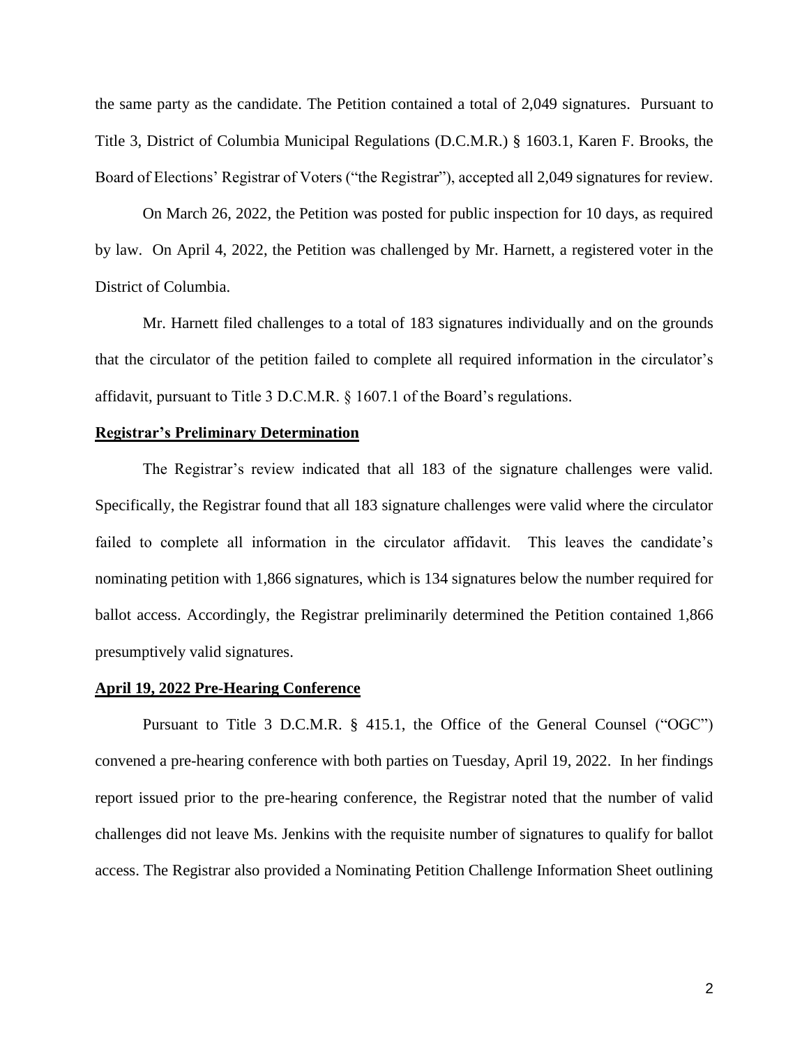the same party as the candidate. The Petition contained a total of 2,049 signatures. Pursuant to Title 3, District of Columbia Municipal Regulations (D.C.M.R.) § 1603.1, Karen F. Brooks, the Board of Elections' Registrar of Voters ("the Registrar"), accepted all 2,049 signatures for review.

On March 26, 2022, the Petition was posted for public inspection for 10 days, as required by law. On April 4, 2022, the Petition was challenged by Mr. Harnett, a registered voter in the District of Columbia.

Mr. Harnett filed challenges to a total of 183 signatures individually and on the grounds that the circulator of the petition failed to complete all required information in the circulator's affidavit, pursuant to Title 3 D.C.M.R. § 1607.1 of the Board's regulations.

**Registrar's Preliminary Determination**

The Registrar's review indicated that all 183 of the signature challenges were valid. Specifically, the Registrar found that all 183 signature challenges were valid where the circulator failed to complete all information in the circulator affidavit. This leaves the candidate's nominating petition with 1,866 signatures, which is 134 signatures below the number required for ballot access. Accordingly, the Registrar preliminarily determined the Petition contained 1,866 presumptively valid signatures.

**April 19, 2022 Pre-Hearing Conference**

Pursuant to Title 3 D.C.M.R. § 415.1, the Office of the General Counsel ("OGC") convened a pre-hearing conference with both parties on Tuesday, April 19, 2022. In her findings report issued prior to the pre-hearing conference, the Registrar noted that the number of valid challenges did not leave Ms. Jenkins with the requisite number of signatures to qualify for ballot access. The Registrar also provided a Nominating Petition Challenge Information Sheet outlining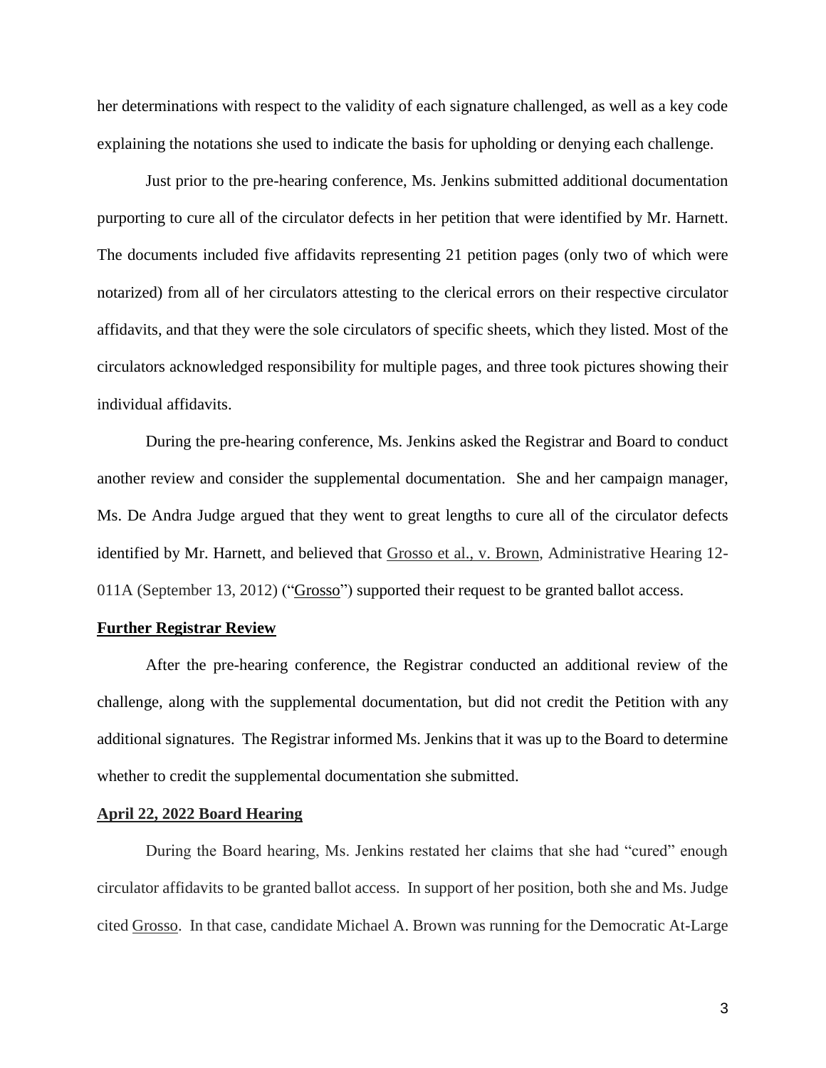her determinations with respect to the validity of each signature challenged, as well as a key code explaining the notations she used to indicate the basis for upholding or denying each challenge.

Just prior to the pre-hearing conference, Ms. Jenkins submitted additional documentation purporting to cure all of the circulator defects in her petition that were identified by Mr. Harnett. The documents included five affidavits representing 21 petition pages (only two of which were notarized) from all of her circulators attesting to the clerical errors on their respective circulator affidavits, and that they were the sole circulators of specific sheets, which they listed. Most of the circulators acknowledged responsibility for multiple pages, and three took pictures showing their individual affidavits.

During the pre-hearing conference, Ms. Jenkins asked the Registrar and Board to conduct another review and consider the supplemental documentation. She and her campaign manager, Ms. De Andra Judge argued that they went to great lengths to cure all of the circulator defects identified by Mr. Harnett, and believed that Grosso et al., v. Brown, Administrative Hearing 12-011A (September 13, 2012) ("Grosso") supported their request to be granted ballot access.

**Further Registrar Review**

After the pre-hearing conference, the Registrar conducted an additional review of the challenge, along with the supplemental documentation, but did not credit the Petition with any additional signatures. The Registrar informed Ms. Jenkins that it was up to the Board to determine whether to credit the supplemental documentation she submitted.

**April 22, 2022 Board Hearing**

During the Board hearing, Ms. Jenkins restated her claims that she had "cured" enough circulator affidavits to be granted ballot access. In support of her position, both she and Ms. Judge cited Grosso. In that case, candidate Michael A. Brown was running for the Democratic At-Large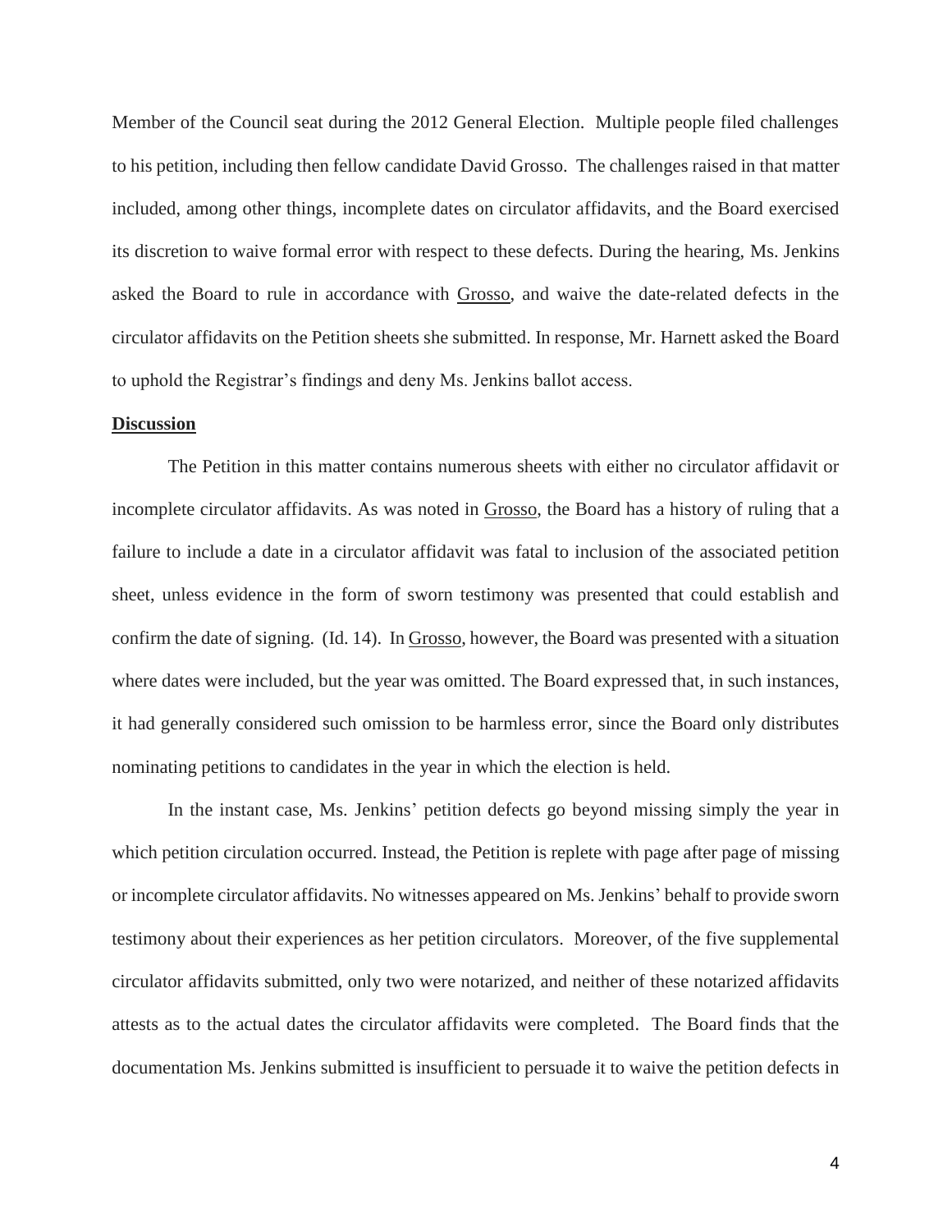Member of the Council seat during the 2012 General Election. Multiple people filed challenges to his petition, including then fellow candidate David Grosso. The challenges raised in that matter included, among other things, incomplete dates on circulator affidavits, and the Board exercised its discretion to waive formal error with respect to these defects. During the hearing, Ms. Jenkins asked the Board to rule in accordance with Grosso, and waive the date-related defects in the circulator affidavits on the Petition sheets she submitted. In response, Mr. Harnett asked the Board to uphold the Registrar's findings and deny Ms. Jenkins ballot access.

**Discussion**

The Petition in this matter contains numerous sheets with either no circulator affidavit or incomplete circulator affidavits. As was noted in Grosso, the Board has a history of ruling that a failure to include a date in a circulator affidavit was fatal to inclusion of the associated petition sheet, unless evidence in the form of sworn testimony was presented that could establish and confirm the date of signing. (Id. 14). In Grosso, however, the Board was presented with a situation where dates were included, but the year was omitted. The Board expressed that, in such instances, it had generally considered such omission to be harmless error, since the Board only distributes nominating petitions to candidates in the year in which the election is held.

In the instant case, Ms. Jenkins' petition defects go beyond missing simply the year in which petition circulation occurred. Instead, the Petition is replete with page after page of missing or incomplete circulator affidavits. No witnesses appeared on Ms. Jenkins' behalf to provide sworn testimony about their experiences as her petition circulators. Moreover, of the five supplemental circulator affidavits submitted, only two were notarized, and neither of these notarized affidavits attests as to the actual dates the circulator affidavits were completed. The Board finds that the documentation Ms. Jenkins submitted is insufficient to persuade it to waive the petition defects in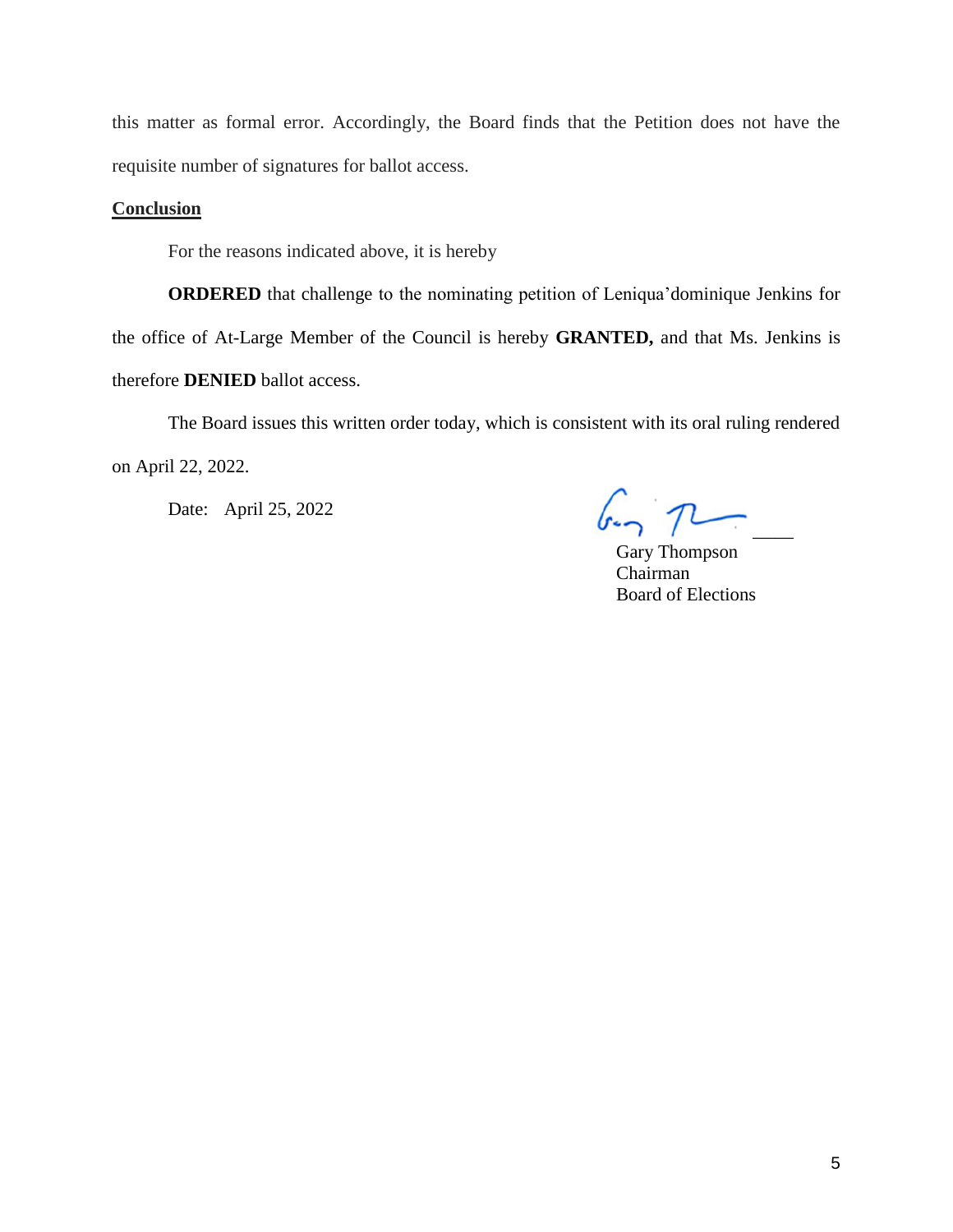this matter as formal error. Accordingly, the Board finds that the Petition does not have the requisite number of signatures for ballot access.

**Conclusion**

For the reasons indicated above, it is hereby

**ORDERED** that challenge to the nominating petition of Leniqua'dominique Jenkins for the office of At-Large Member of the Council is hereby **GRANTED,** and that Ms. Jenkins is therefore **DENIED** ballot access.

The Board issues this written order today, which is consistent with its oral ruling rendered on April 22, 2022.

Date: April 25, 2022

Gary Thompson
Chairman
Board of Elections